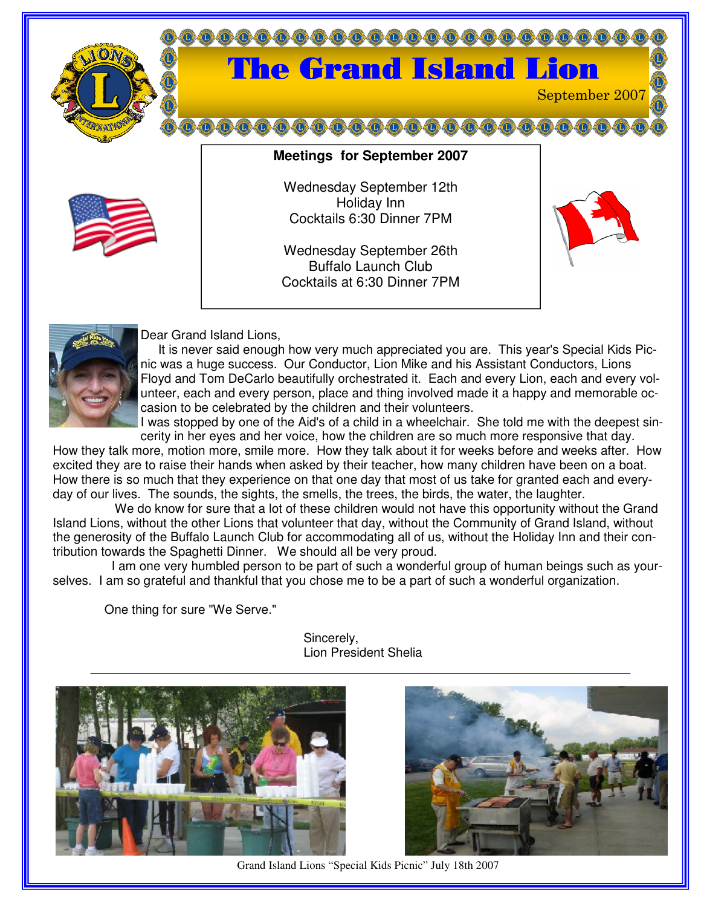# The Grand Island Lion

September 2007

**Meetings for September 2007**

Wednesday September 12th
Holiday Inn
Cocktails 6:30 Dinner 7PM

Wednesday September 26th
Buffalo Launch Club
Cocktails at 6:30 Dinner 7PM

Dear Grand Island Lions,

It is never said enough how very much appreciated you are. This year's Special Kids Picnic was a huge success. Our Conductor, Lion Mike and his Assistant Conductors, Lions Floyd and Tom DeCarlo beautifully orchestrated it. Each and every Lion, each and every volunteer, each and every person, place and thing involved made it a happy and memorable occasion to be celebrated by the children and their volunteers.

I was stopped by one of the Aid's of a child in a wheelchair. She told me with the deepest sincerity in her eyes and her voice, how the children are so much more responsive that day. How they talk more, motion more, smile more. How they talk about it for weeks before and weeks after. How excited they are to raise their hands when asked by their teacher, how many children have been on a boat. How there is so much that they experience on that one day that most of us take for granted each and everyday of our lives. The sounds, the sights, the smells, the trees, the birds, the water, the laughter.

We do know for sure that a lot of these children would not have this opportunity without the Grand Island Lions, without the other Lions that volunteer that day, without the Community of Grand Island, without the generosity of the Buffalo Launch Club for accommodating all of us, without the Holiday Inn and their contribution towards the Spaghetti Dinner. We should all be very proud.

I am one very humbled person to be part of such a wonderful group of human beings such as yourselves. I am so grateful and thankful that you chose me to be a part of such a wonderful organization.

One thing for sure "We Serve."

Sincerely,
Lion President Shelia

Grand Island Lions "Special Kids Picnic" July 18th 2007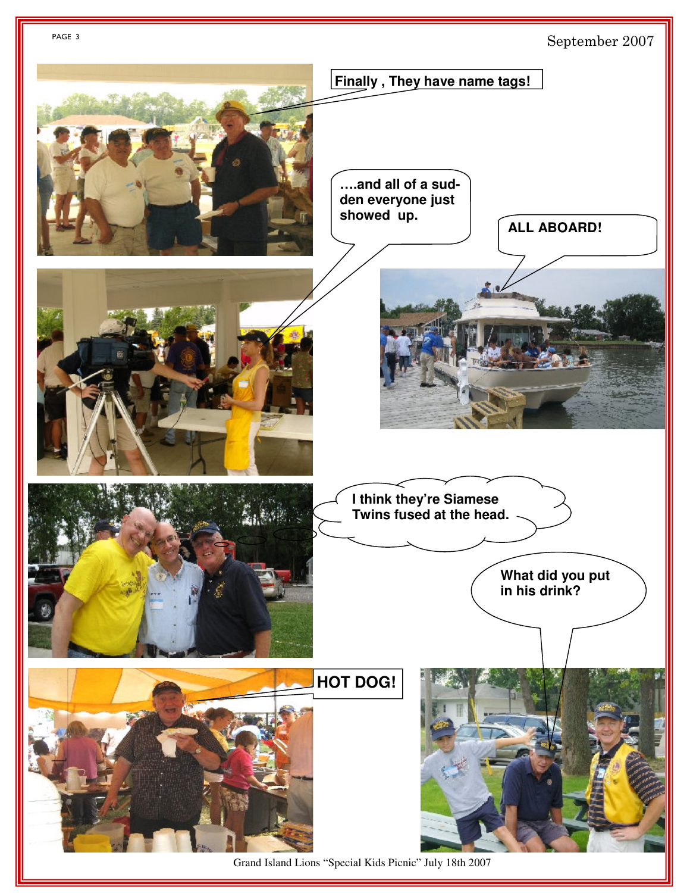Finally , They have name tags!

….and all of a sudden everyone just showed up.

ALL ABOARD!

I think they're Siamese Twins fused at the head.

What did you put in his drink?

HOT DOG!

Grand Island Lions "Special Kids Picnic" July 18th 2007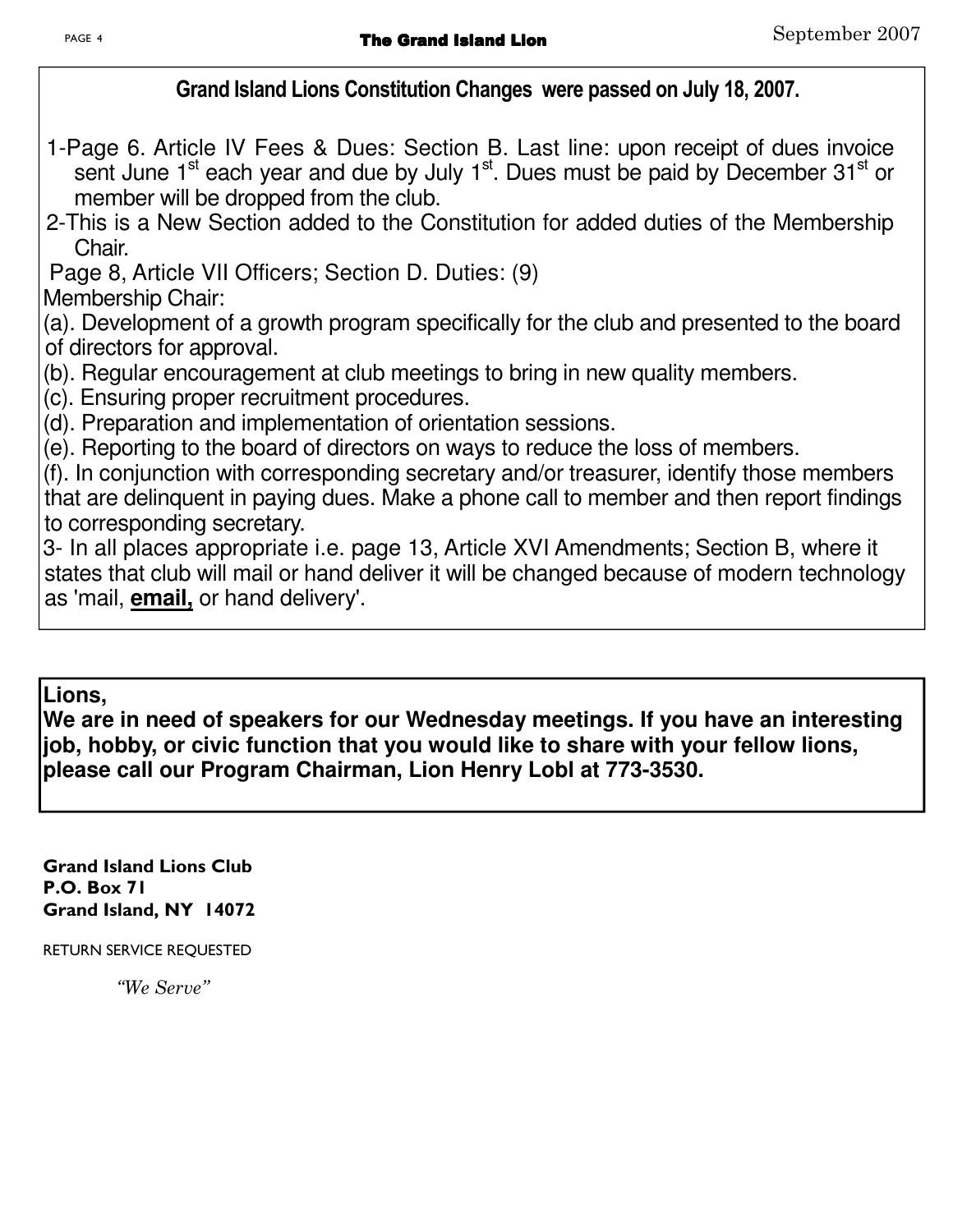## Grand Island Lions Constitution Changes were passed on July 18, 2007.

1-Page 6. Article IV Fees & Dues: Section B. Last line: upon receipt of dues invoice sent June 1st each year and due by July 1st. Dues must be paid by December 31st or member will be dropped from the club.

2-This is a New Section added to the Constitution for added duties of the Membership Chair.

Page 8, Article VII Officers; Section D. Duties: (9)

Membership Chair:

(a). Development of a growth program specifically for the club and presented to the board of directors for approval.

(b). Regular encouragement at club meetings to bring in new quality members.

(c). Ensuring proper recruitment procedures.

(d). Preparation and implementation of orientation sessions.

(e). Reporting to the board of directors on ways to reduce the loss of members.

(f). In conjunction with corresponding secretary and/or treasurer, identify those members that are delinquent in paying dues. Make a phone call to member and then report findings to corresponding secretary.

3- In all places appropriate i.e. page 13, Article XVI Amendments; Section B, where it states that club will mail or hand deliver it will be changed because of modern technology as 'mail, **email,** or hand delivery'.

**Lions,**
**We are in need of speakers for our Wednesday meetings. If you have an interesting job, hobby, or civic function that you would like to share with your fellow lions, please call our Program Chairman, Lion Henry Lobl at 773-3530.**

**Grand Island Lions Club**
**P.O. Box 71**
**Grand Island, NY 14072**

RETURN SERVICE REQUESTED

*"We Serve"*